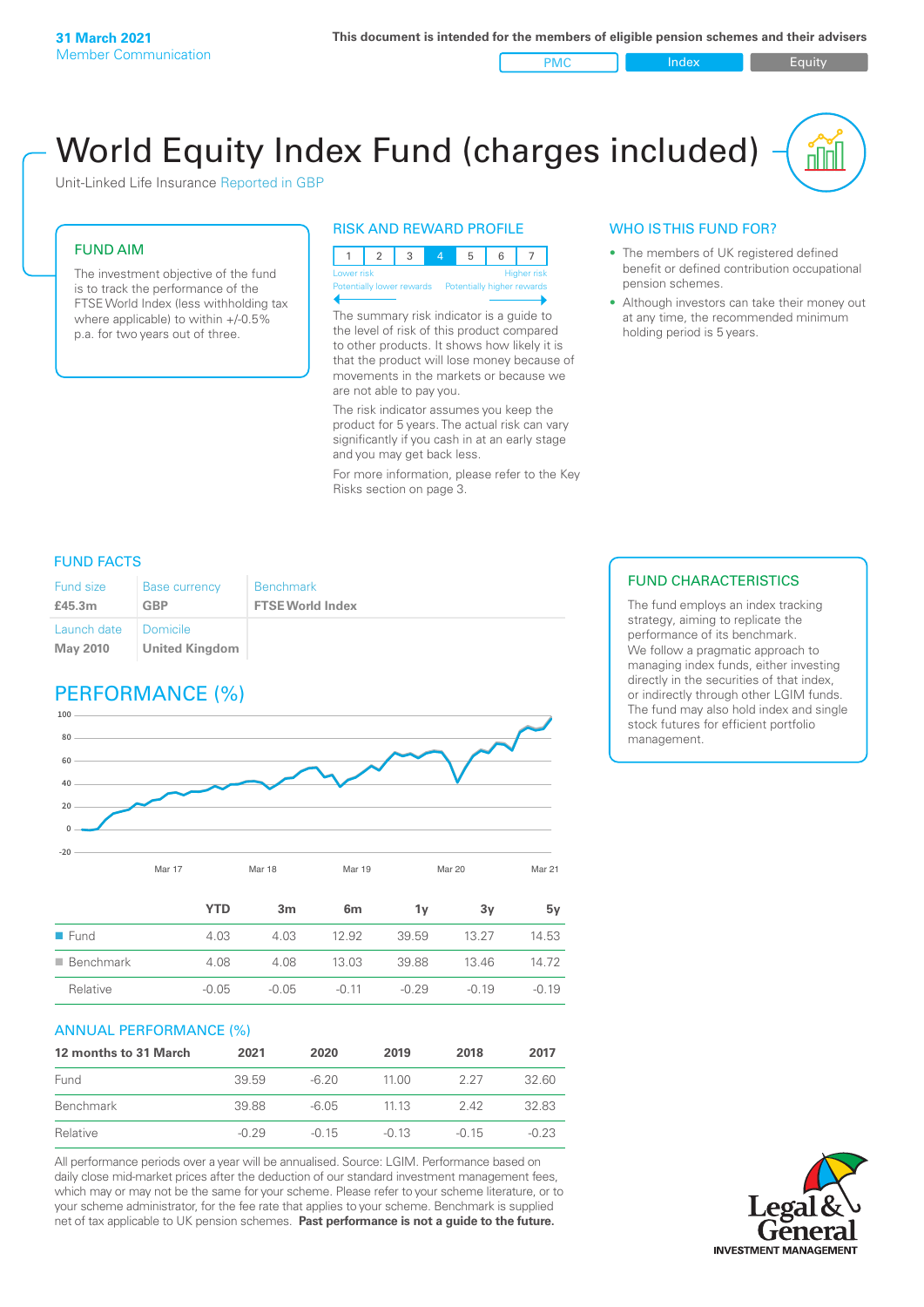**31 March 2021**
Member Communication

**This document is intended for the members of eligible pension schemes and their advisers**

PMC | Index | Equity

# World Equity Index Fund (charges included)

Unit-Linked Life Insurance Reported in GBP

## FUND AIM

The investment objective of the fund is to track the performance of the FTSE World Index (less withholding tax where applicable) to within +/-0.5% p.a. for two years out of three.

## RISK AND REWARD PROFILE

| 1 | 2 | 3 | 4 | 5 | 6 | 7 |
|---|---|---|---|---|---|---|

Lower risk — Higher risk
Potentially lower rewards — Potentially higher rewards

The summary risk indicator is a guide to the level of risk of this product compared to other products. It shows how likely it is that the product will lose money because of movements in the markets or because we are not able to pay you.

The risk indicator assumes you keep the product for 5 years. The actual risk can vary significantly if you cash in at an early stage and you may get back less.

For more information, please refer to the Key Risks section on page 3.

## WHO IS THIS FUND FOR?

- The members of UK registered defined benefit or defined contribution occupational pension schemes.
- Although investors can take their money out at any time, the recommended minimum holding period is 5 years.

## FUND FACTS

| Fund size | Base currency | Benchmark |
|---|---|---|
| **£45.3m** | **GBP** | **FTSE World Index** |
| Launch date | Domicile | |
| **May 2010** | **United Kingdom** | |

## FUND CHARACTERISTICS

The fund employs an index tracking strategy, aiming to replicate the performance of its benchmark. We follow a pragmatic approach to managing index funds, either investing directly in the securities of that index, or indirectly through other LGIM funds. The fund may also hold index and single stock futures for efficient portfolio management.

## PERFORMANCE (%)

| | YTD | 3m | 6m | 1y | 3y | 5y |
|---|---|---|---|---|---|---|
| Fund | 4.03 | 4.03 | 12.92 | 39.59 | 13.27 | 14.53 |
| Benchmark | 4.08 | 4.08 | 13.03 | 39.88 | 13.46 | 14.72 |
| Relative | -0.05 | -0.05 | -0.11 | -0.29 | -0.19 | -0.19 |

## ANNUAL PERFORMANCE (%)

| 12 months to 31 March | 2021 | 2020 | 2019 | 2018 | 2017 |
|---|---|---|---|---|---|
| Fund | 39.59 | -6.20 | 11.00 | 2.27 | 32.60 |
| Benchmark | 39.88 | -6.05 | 11.13 | 2.42 | 32.83 |
| Relative | -0.29 | -0.15 | -0.13 | -0.15 | -0.23 |

All performance periods over a year will be annualised. Source: LGIM. Performance based on daily close mid-market prices after the deduction of our standard investment management fees, which may or may not be the same for your scheme. Please refer to your scheme literature, or to your scheme administrator, for the fee rate that applies to your scheme. Benchmark is supplied net of tax applicable to UK pension schemes. **Past performance is not a guide to the future.**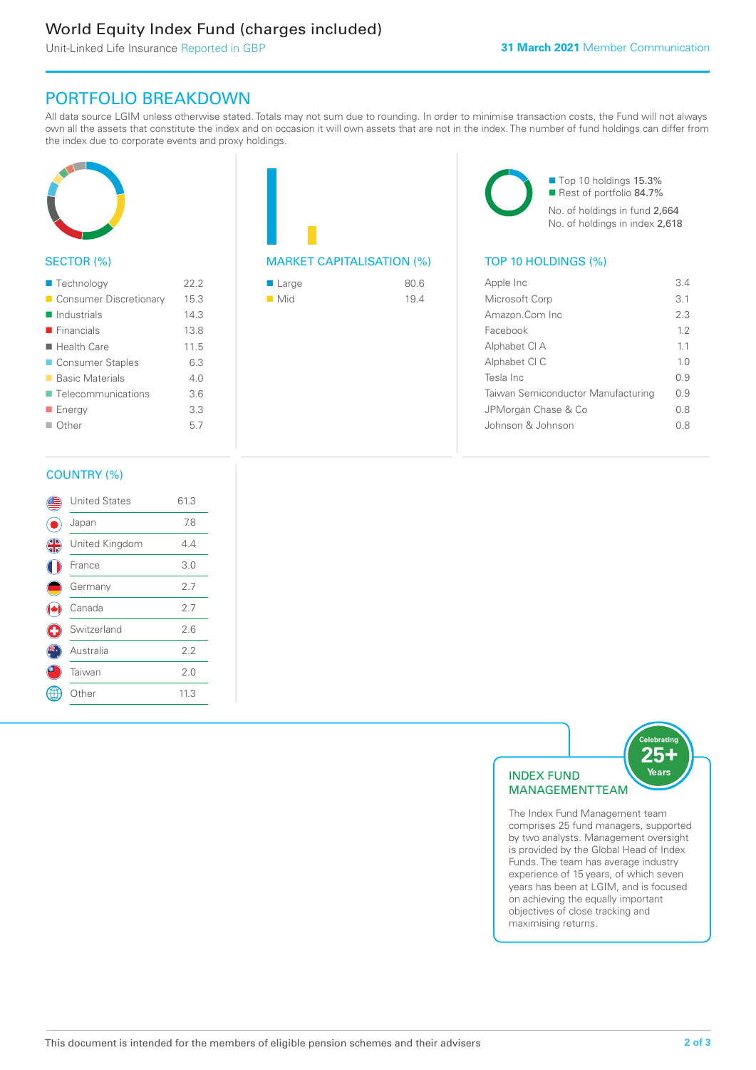# World Equity Index Fund (charges included)

Unit-Linked Life Insurance Reported in GBP

**31 March 2021** Member Communication

## PORTFOLIO BREAKDOWN

All data source LGIM unless otherwise stated. Totals may not sum due to rounding. In order to minimise transaction costs, the Fund will not always own all the assets that constitute the index and on occasion it will own assets that are not in the index. The number of fund holdings can differ from the index due to corporate events and proxy holdings.

### SECTOR (%)

| Sector | % |
|---|---|
| Technology | 22.2 |
| Consumer Discretionary | 15.3 |
| Industrials | 14.3 |
| Financials | 13.8 |
| Health Care | 11.5 |
| Consumer Staples | 6.3 |
| Basic Materials | 4.0 |
| Telecommunications | 3.6 |
| Energy | 3.3 |
| Other | 5.7 |

### MARKET CAPITALISATION (%)

| Market Cap | % |
|---|---|
| Large | 80.6 |
| Mid | 19.4 |

Top 10 holdings 15.3%
Rest of portfolio 84.7%

No. of holdings in fund 2,664
No. of holdings in index 2,618

### TOP 10 HOLDINGS (%)

| Holding | % |
|---|---|
| Apple Inc | 3.4 |
| Microsoft Corp | 3.1 |
| Amazon.Com Inc | 2.3 |
| Facebook | 1.2 |
| Alphabet Cl A | 1.1 |
| Alphabet Cl C | 1.0 |
| Tesla Inc | 0.9 |
| Taiwan Semiconductor Manufacturing | 0.9 |
| JPMorgan Chase & Co | 0.8 |
| Johnson & Johnson | 0.8 |

### COUNTRY (%)

| Country | % |
|---|---|
| United States | 61.3 |
| Japan | 7.8 |
| United Kingdom | 4.4 |
| France | 3.0 |
| Germany | 2.7 |
| Canada | 2.7 |
| Switzerland | 2.6 |
| Australia | 2.2 |
| Taiwan | 2.0 |
| Other | 11.3 |

### INDEX FUND MANAGEMENT TEAM

Celebrating 25+ Years

The Index Fund Management team comprises 25 fund managers, supported by two analysts. Management oversight is provided by the Global Head of Index Funds. The team has average industry experience of 15 years, of which seven years has been at LGIM, and is focused on achieving the equally important objectives of close tracking and maximising returns.

This document is intended for the members of eligible pension schemes and their advisers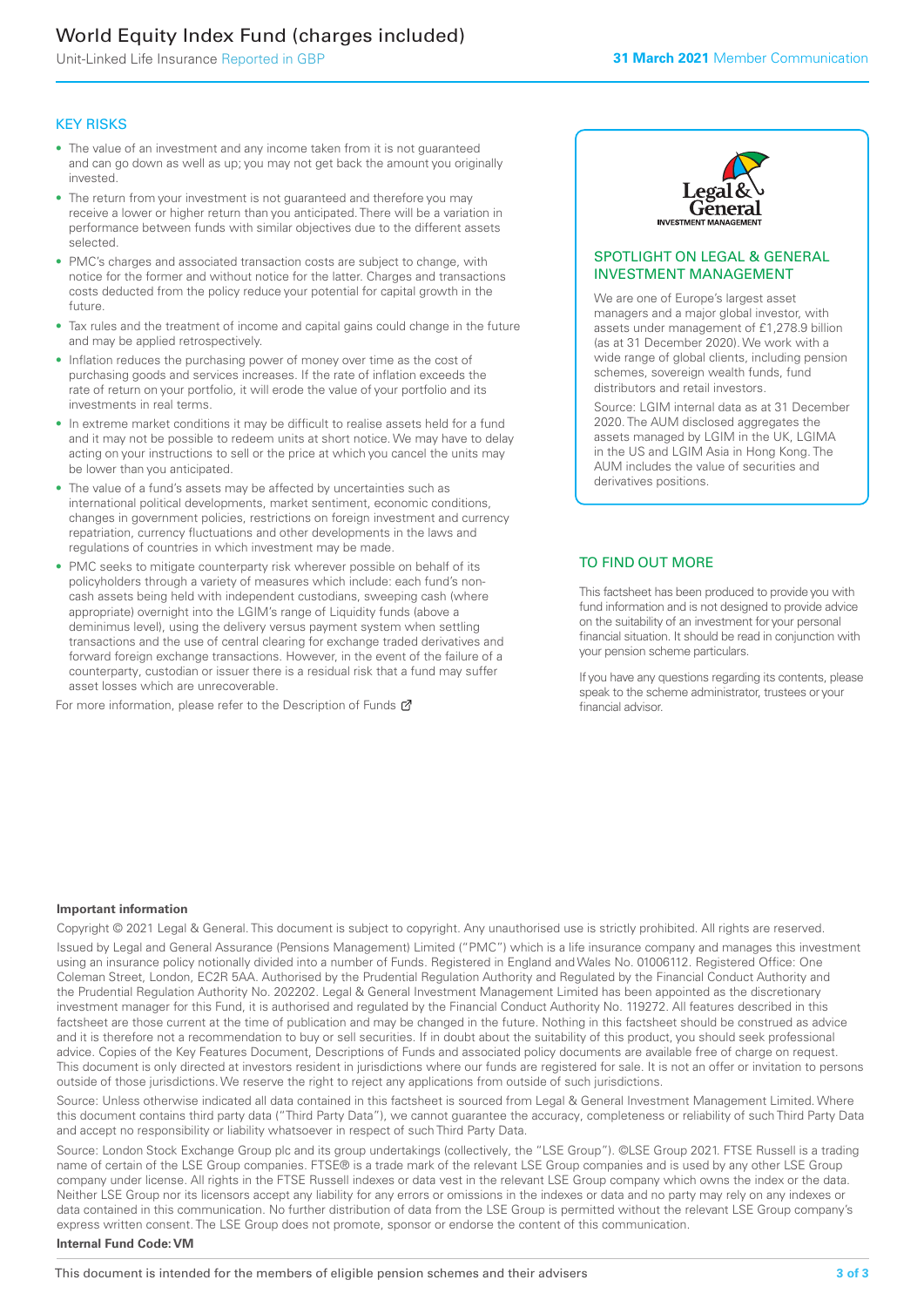# World Equity Index Fund (charges included)

Unit-Linked Life Insurance Reported in GBP

**31 March 2021** Member Communication

## KEY RISKS

- The value of an investment and any income taken from it is not guaranteed and can go down as well as up; you may not get back the amount you originally invested.
- The return from your investment is not guaranteed and therefore you may receive a lower or higher return than you anticipated. There will be a variation in performance between funds with similar objectives due to the different assets selected.
- PMC's charges and associated transaction costs are subject to change, with notice for the former and without notice for the latter. Charges and transactions costs deducted from the policy reduce your potential for capital growth in the future.
- Tax rules and the treatment of income and capital gains could change in the future and may be applied retrospectively.
- Inflation reduces the purchasing power of money over time as the cost of purchasing goods and services increases. If the rate of inflation exceeds the rate of return on your portfolio, it will erode the value of your portfolio and its investments in real terms.
- In extreme market conditions it may be difficult to realise assets held for a fund and it may not be possible to redeem units at short notice. We may have to delay acting on your instructions to sell or the price at which you cancel the units may be lower than you anticipated.
- The value of a fund's assets may be affected by uncertainties such as international political developments, market sentiment, economic conditions, changes in government policies, restrictions on foreign investment and currency repatriation, currency fluctuations and other developments in the laws and regulations of countries in which investment may be made.
- PMC seeks to mitigate counterparty risk wherever possible on behalf of its policyholders through a variety of measures which include: each fund's non-cash assets being held with independent custodians, sweeping cash (where appropriate) overnight into the LGIM's range of Liquidity funds (above a deminimus level), using the delivery versus payment system when settling transactions and the use of central clearing for exchange traded derivatives and forward foreign exchange transactions. However, in the event of the failure of a counterparty, custodian or issuer there is a residual risk that a fund may suffer asset losses which are unrecoverable.

For more information, please refer to the Description of Funds

## SPOTLIGHT ON LEGAL & GENERAL INVESTMENT MANAGEMENT

We are one of Europe's largest asset managers and a major global investor, with assets under management of £1,278.9 billion (as at 31 December 2020). We work with a wide range of global clients, including pension schemes, sovereign wealth funds, fund distributors and retail investors.

Source: LGIM internal data as at 31 December 2020. The AUM disclosed aggregates the assets managed by LGIM in the UK, LGIMA in the US and LGIM Asia in Hong Kong. The AUM includes the value of securities and derivatives positions.

## TO FIND OUT MORE

This factsheet has been produced to provide you with fund information and is not designed to provide advice on the suitability of an investment for your personal financial situation. It should be read in conjunction with your pension scheme particulars.

If you have any questions regarding its contents, please speak to the scheme administrator, trustees or your financial advisor.

**Important information**

Copyright © 2021 Legal & General. This document is subject to copyright. Any unauthorised use is strictly prohibited. All rights are reserved.

Issued by Legal and General Assurance (Pensions Management) Limited ("PMC") which is a life insurance company and manages this investment using an insurance policy notionally divided into a number of Funds. Registered in England and Wales No. 01006112. Registered Office: One Coleman Street, London, EC2R 5AA. Authorised by the Prudential Regulation Authority and Regulated by the Financial Conduct Authority and the Prudential Regulation Authority No. 202202. Legal & General Investment Management Limited has been appointed as the discretionary investment manager for this Fund, it is authorised and regulated by the Financial Conduct Authority No. 119272. All features described in this factsheet are those current at the time of publication and may be changed in the future. Nothing in this factsheet should be construed as advice and it is therefore not a recommendation to buy or sell securities. If in doubt about the suitability of this product, you should seek professional advice. Copies of the Key Features Document, Descriptions of Funds and associated policy documents are available free of charge on request. This document is only directed at investors resident in jurisdictions where our funds are registered for sale. It is not an offer or invitation to persons outside of those jurisdictions. We reserve the right to reject any applications from outside of such jurisdictions.

Source: Unless otherwise indicated all data contained in this factsheet is sourced from Legal & General Investment Management Limited. Where this document contains third party data ("Third Party Data"), we cannot guarantee the accuracy, completeness or reliability of such Third Party Data and accept no responsibility or liability whatsoever in respect of such Third Party Data.

Source: London Stock Exchange Group plc and its group undertakings (collectively, the "LSE Group"). ©LSE Group 2021. FTSE Russell is a trading name of certain of the LSE Group companies. FTSE® is a trade mark of the relevant LSE Group companies and is used by any other LSE Group company under license. All rights in the FTSE Russell indexes or data vest in the relevant LSE Group company which owns the index or the data. Neither LSE Group nor its licensors accept any liability for any errors or omissions in the indexes or data and no party may rely on any indexes or data contained in this communication. No further distribution of data from the LSE Group is permitted without the relevant LSE Group company's express written consent. The LSE Group does not promote, sponsor or endorse the content of this communication.

**Internal Fund Code: VM**

This document is intended for the members of eligible pension schemes and their advisers